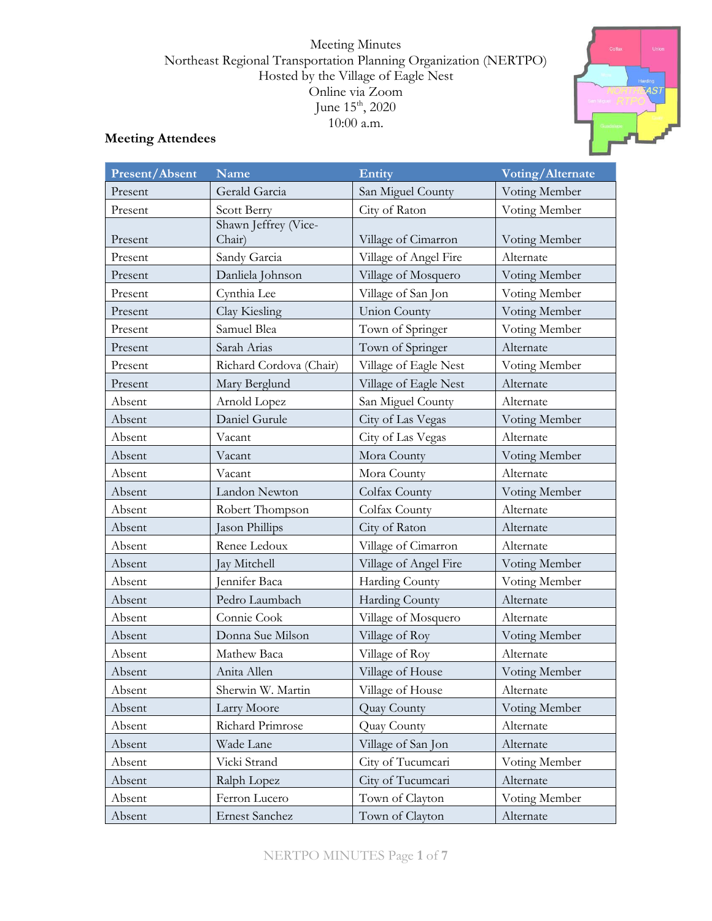Meeting Minutes
Northeast Regional Transportation Planning Organization (NERTPO)
Hosted by the Village of Eagle Nest
Online via Zoom
June 15th, 2020
10:00 a.m.

## Meeting Attendees

| Present/Absent | Name | Entity | Voting/Alternate |
|---|---|---|---|
| Present | Gerald Garcia | San Miguel County | Voting Member |
| Present | Scott Berry | City of Raton | Voting Member |
| Present | Shawn Jeffrey (Vice-Chair) | Village of Cimarron | Voting Member |
| Present | Sandy Garcia | Village of Angel Fire | Alternate |
| Present | Danliela Johnson | Village of Mosquero | Voting Member |
| Present | Cynthia Lee | Village of San Jon | Voting Member |
| Present | Clay Kiesling | Union County | Voting Member |
| Present | Samuel Blea | Town of Springer | Voting Member |
| Present | Sarah Arias | Town of Springer | Alternate |
| Present | Richard Cordova (Chair) | Village of Eagle Nest | Voting Member |
| Present | Mary Berglund | Village of Eagle Nest | Alternate |
| Absent | Arnold Lopez | San Miguel County | Alternate |
| Absent | Daniel Gurule | City of Las Vegas | Voting Member |
| Absent | Vacant | City of Las Vegas | Alternate |
| Absent | Vacant | Mora County | Voting Member |
| Absent | Vacant | Mora County | Alternate |
| Absent | Landon Newton | Colfax County | Voting Member |
| Absent | Robert Thompson | Colfax County | Alternate |
| Absent | Jason Phillips | City of Raton | Alternate |
| Absent | Renee Ledoux | Village of Cimarron | Alternate |
| Absent | Jay Mitchell | Village of Angel Fire | Voting Member |
| Absent | Jennifer Baca | Harding County | Voting Member |
| Absent | Pedro Laumbach | Harding County | Alternate |
| Absent | Connie Cook | Village of Mosquero | Alternate |
| Absent | Donna Sue Milson | Village of Roy | Voting Member |
| Absent | Mathew Baca | Village of Roy | Alternate |
| Absent | Anita Allen | Village of House | Voting Member |
| Absent | Sherwin W. Martin | Village of House | Alternate |
| Absent | Larry Moore | Quay County | Voting Member |
| Absent | Richard Primrose | Quay County | Alternate |
| Absent | Wade Lane | Village of San Jon | Alternate |
| Absent | Vicki Strand | City of Tucumcari | Voting Member |
| Absent | Ralph Lopez | City of Tucumcari | Alternate |
| Absent | Ferron Lucero | Town of Clayton | Voting Member |
| Absent | Ernest Sanchez | Town of Clayton | Alternate |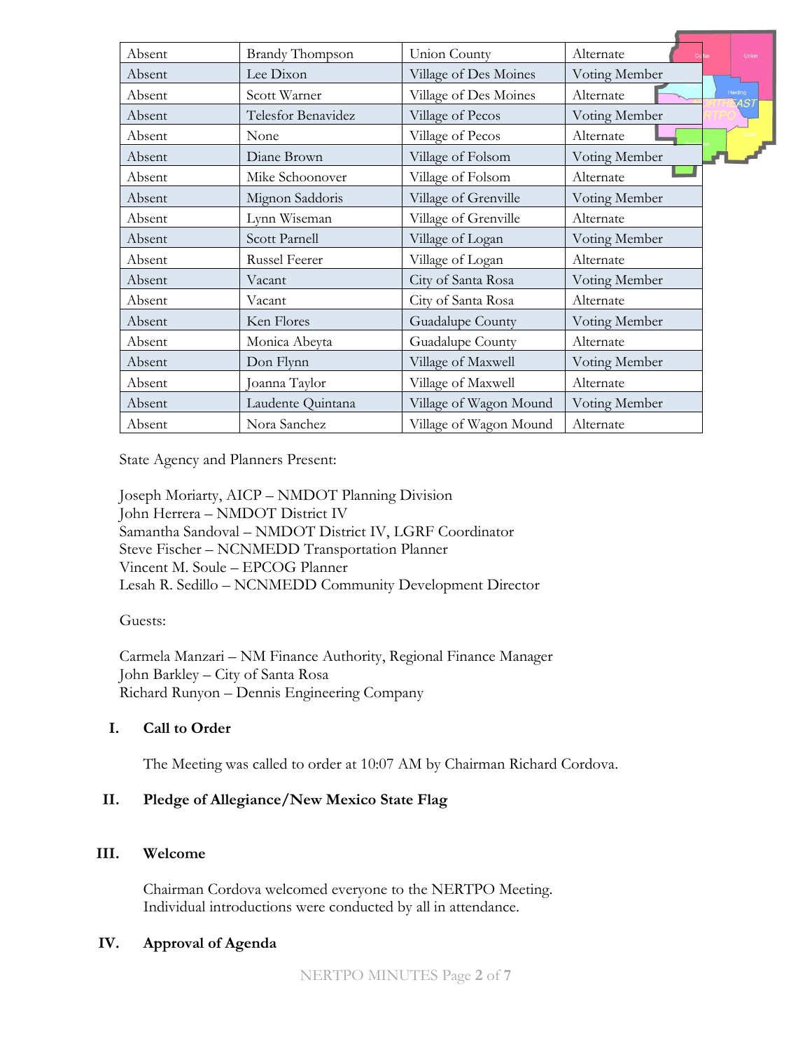| Absent | Brandy Thompson | Union County | Alternate |
|---|---|---|---|
| Absent | Lee Dixon | Village of Des Moines | Voting Member |
| Absent | Scott Warner | Village of Des Moines | Alternate |
| Absent | Telesfor Benavidez | Village of Pecos | Voting Member |
| Absent | None | Village of Pecos | Alternate |
| Absent | Diane Brown | Village of Folsom | Voting Member |
| Absent | Mike Schoonover | Village of Folsom | Alternate |
| Absent | Mignon Saddoris | Village of Grenville | Voting Member |
| Absent | Lynn Wiseman | Village of Grenville | Alternate |
| Absent | Scott Parnell | Village of Logan | Voting Member |
| Absent | Russel Feerer | Village of Logan | Alternate |
| Absent | Vacant | City of Santa Rosa | Voting Member |
| Absent | Vacant | City of Santa Rosa | Alternate |
| Absent | Ken Flores | Guadalupe County | Voting Member |
| Absent | Monica Abeyta | Guadalupe County | Alternate |
| Absent | Don Flynn | Village of Maxwell | Voting Member |
| Absent | Joanna Taylor | Village of Maxwell | Alternate |
| Absent | Laudente Quintana | Village of Wagon Mound | Voting Member |
| Absent | Nora Sanchez | Village of Wagon Mound | Alternate |

State Agency and Planners Present:

Joseph Moriarty, AICP – NMDOT Planning Division
John Herrera – NMDOT District IV
Samantha Sandoval – NMDOT District IV, LGRF Coordinator
Steve Fischer – NCNMEDD Transportation Planner
Vincent M. Soule – EPCOG Planner
Lesah R. Sedillo – NCNMEDD Community Development Director

Guests:

Carmela Manzari – NM Finance Authority, Regional Finance Manager
John Barkley – City of Santa Rosa
Richard Runyon – Dennis Engineering Company

**I. Call to Order**

The Meeting was called to order at 10:07 AM by Chairman Richard Cordova.

**II. Pledge of Allegiance/New Mexico State Flag**

**III. Welcome**

Chairman Cordova welcomed everyone to the NERTPO Meeting.
Individual introductions were conducted by all in attendance.

**IV. Approval of Agenda**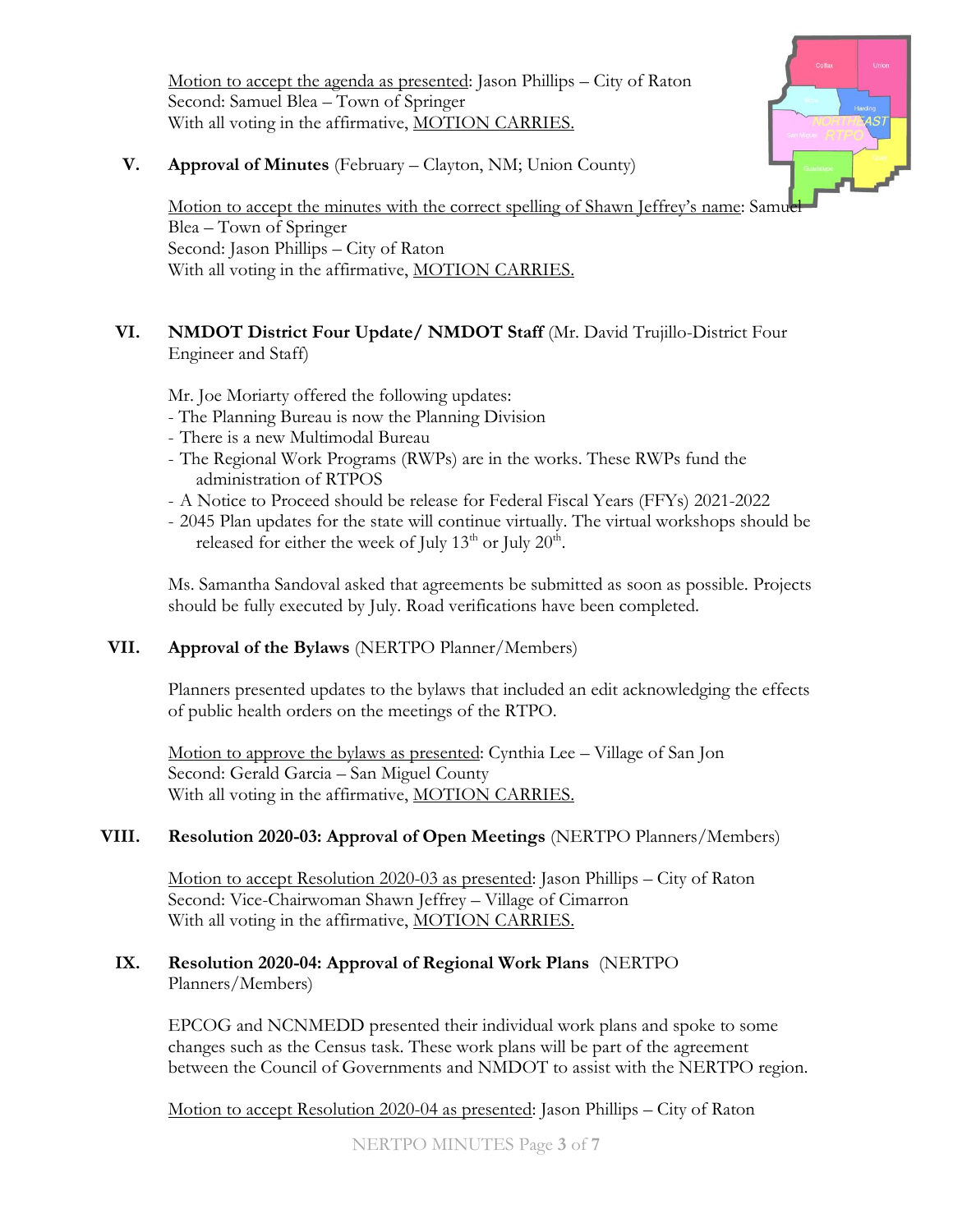Motion to accept the agenda as presented: Jason Phillips – City of Raton
Second: Samuel Blea – Town of Springer
With all voting in the affirmative, MOTION CARRIES.

**V. Approval of Minutes** (February – Clayton, NM; Union County)

Motion to accept the minutes with the correct spelling of Shawn Jeffrey's name: Samuel Blea – Town of Springer
Second: Jason Phillips – City of Raton
With all voting in the affirmative, MOTION CARRIES.

**VI. NMDOT District Four Update/ NMDOT Staff** (Mr. David Trujillo-District Four Engineer and Staff)

Mr. Joe Moriarty offered the following updates:

- The Planning Bureau is now the Planning Division
- There is a new Multimodal Bureau
- The Regional Work Programs (RWPs) are in the works. These RWPs fund the administration of RTPOS
- A Notice to Proceed should be release for Federal Fiscal Years (FFYs) 2021-2022
- 2045 Plan updates for the state will continue virtually. The virtual workshops should be released for either the week of July 13th or July 20th.

Ms. Samantha Sandoval asked that agreements be submitted as soon as possible. Projects should be fully executed by July. Road verifications have been completed.

**VII. Approval of the Bylaws** (NERTPO Planner/Members)

Planners presented updates to the bylaws that included an edit acknowledging the effects of public health orders on the meetings of the RTPO.

Motion to approve the bylaws as presented: Cynthia Lee – Village of San Jon
Second: Gerald Garcia – San Miguel County
With all voting in the affirmative, MOTION CARRIES.

**VIII. Resolution 2020-03: Approval of Open Meetings** (NERTPO Planners/Members)

Motion to accept Resolution 2020-03 as presented: Jason Phillips – City of Raton
Second: Vice-Chairwoman Shawn Jeffrey – Village of Cimarron
With all voting in the affirmative, MOTION CARRIES.

**IX. Resolution 2020-04: Approval of Regional Work Plans** (NERTPO Planners/Members)

EPCOG and NCNMEDD presented their individual work plans and spoke to some changes such as the Census task. These work plans will be part of the agreement between the Council of Governments and NMDOT to assist with the NERTPO region.

Motion to accept Resolution 2020-04 as presented: Jason Phillips – City of Raton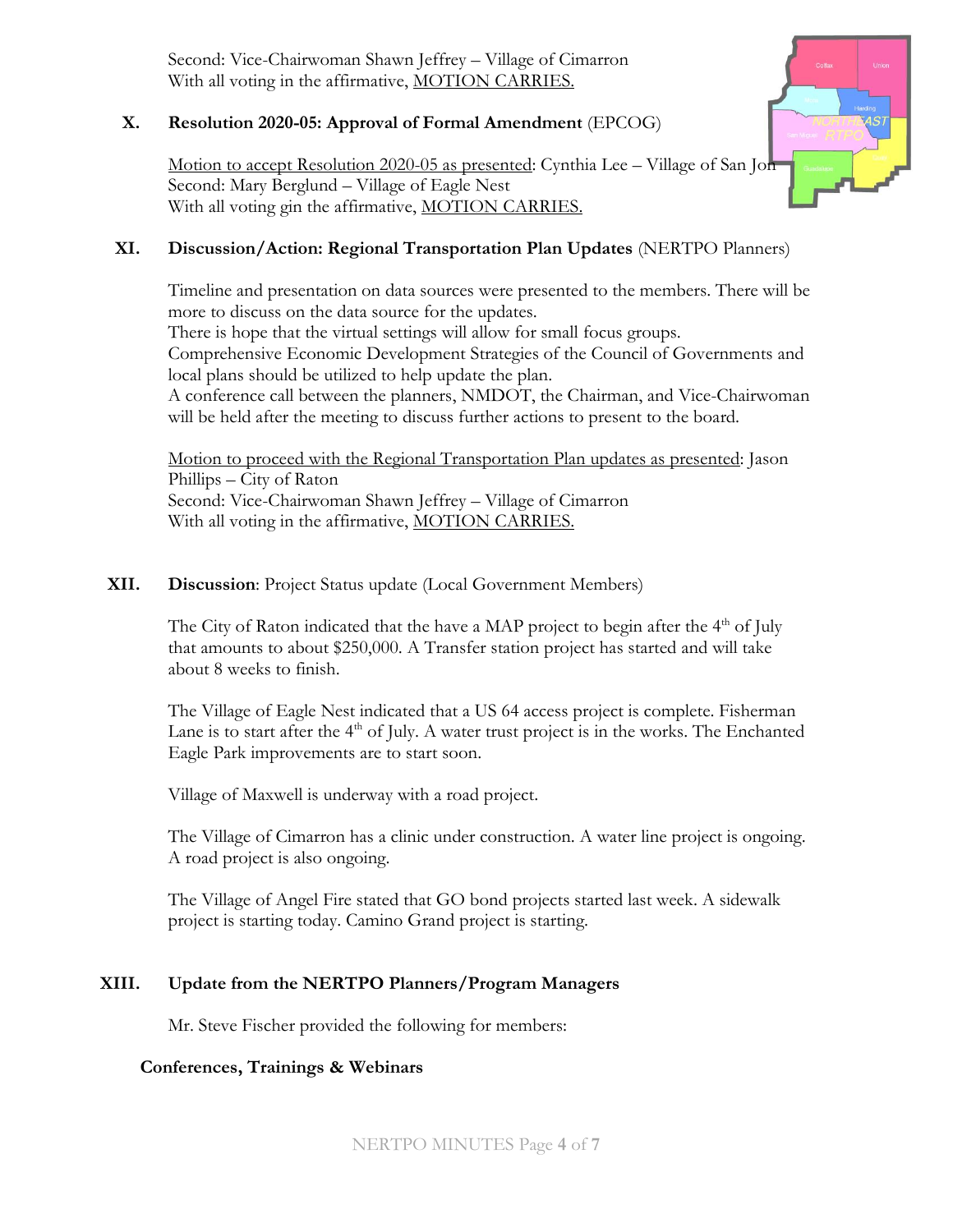Second: Vice-Chairwoman Shawn Jeffrey – Village of Cimarron
With all voting in the affirmative, MOTION CARRIES.

**X. Resolution 2020-05: Approval of Formal Amendment** (EPCOG)

Motion to accept Resolution 2020-05 as presented: Cynthia Lee – Village of San Jon
Second: Mary Berglund – Village of Eagle Nest
With all voting gin the affirmative, MOTION CARRIES.

**XI. Discussion/Action: Regional Transportation Plan Updates** (NERTPO Planners)

Timeline and presentation on data sources were presented to the members. There will be more to discuss on the data source for the updates.
There is hope that the virtual settings will allow for small focus groups.
Comprehensive Economic Development Strategies of the Council of Governments and local plans should be utilized to help update the plan.
A conference call between the planners, NMDOT, the Chairman, and Vice-Chairwoman will be held after the meeting to discuss further actions to present to the board.

Motion to proceed with the Regional Transportation Plan updates as presented: Jason Phillips – City of Raton
Second: Vice-Chairwoman Shawn Jeffrey – Village of Cimarron
With all voting in the affirmative, MOTION CARRIES.

**XII. Discussion**: Project Status update (Local Government Members)

The City of Raton indicated that the have a MAP project to begin after the 4th of July that amounts to about $250,000. A Transfer station project has started and will take about 8 weeks to finish.

The Village of Eagle Nest indicated that a US 64 access project is complete. Fisherman Lane is to start after the 4th of July. A water trust project is in the works. The Enchanted Eagle Park improvements are to start soon.

Village of Maxwell is underway with a road project.

The Village of Cimarron has a clinic under construction. A water line project is ongoing. A road project is also ongoing.

The Village of Angel Fire stated that GO bond projects started last week. A sidewalk project is starting today. Camino Grand project is starting.

**XIII. Update from the NERTPO Planners/Program Managers**

Mr. Steve Fischer provided the following for members:

**Conferences, Trainings & Webinars**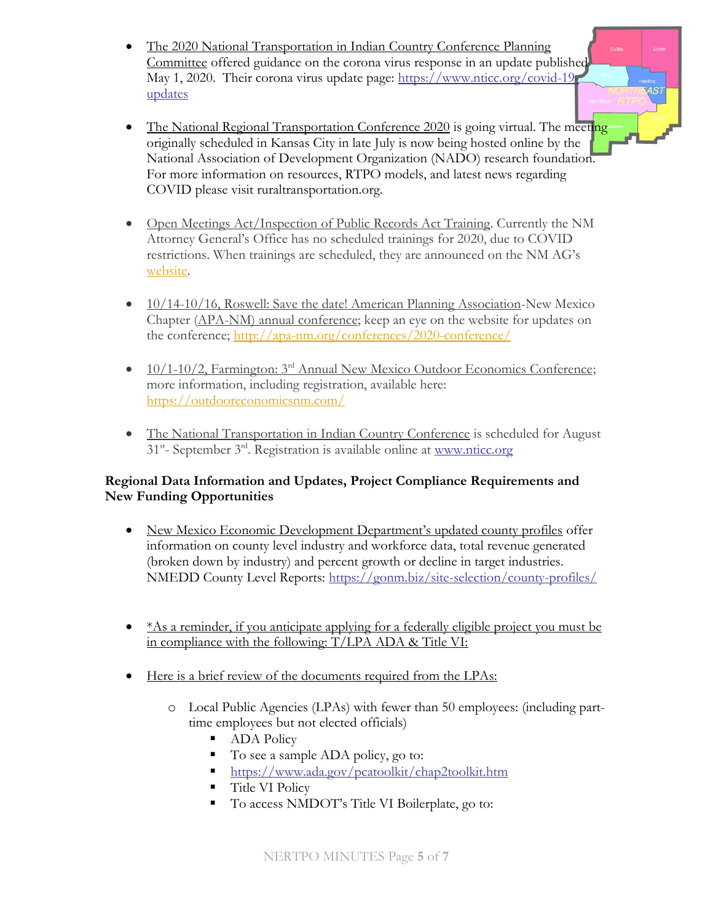- The 2020 National Transportation in Indian Country Conference Planning Committee offered guidance on the corona virus response in an update published May 1, 2020. Their corona virus update page: https://www.nticc.org/covid-19-updates

- The National Regional Transportation Conference 2020 is going virtual. The meeting originally scheduled in Kansas City in late July is now being hosted online by the National Association of Development Organization (NADO) research foundation. For more information on resources, RTPO models, and latest news regarding COVID please visit ruraltransportation.org.

- Open Meetings Act/Inspection of Public Records Act Training. Currently the NM Attorney General's Office has no scheduled trainings for 2020, due to COVID restrictions. When trainings are scheduled, they are announced on the NM AG's website.

- 10/14-10/16, Roswell: Save the date! American Planning Association-New Mexico Chapter (APA-NM) annual conference; keep an eye on the website for updates on the conference; http://apa-nm.org/conferences/2020-conference/

- 10/1-10/2, Farmington: 3rd Annual New Mexico Outdoor Economics Conference; more information, including registration, available here: https://outdooreconomicsnm.com/

- The National Transportation in Indian Country Conference is scheduled for August 31st- September 3rd. Registration is available online at www.nticc.org

**Regional Data Information and Updates, Project Compliance Requirements and New Funding Opportunities**

- New Mexico Economic Development Department's updated county profiles offer information on county level industry and workforce data, total revenue generated (broken down by industry) and percent growth or decline in target industries. NMEDD County Level Reports: https://gonm.biz/site-selection/county-profiles/

- *As a reminder, if you anticipate applying for a federally eligible project you must be in compliance with the following: T/LPA ADA & Title VI:

- Here is a brief review of the documents required from the LPAs:
  - Local Public Agencies (LPAs) with fewer than 50 employees: (including part-time employees but not elected officials)
    - ADA Policy
    - To see a sample ADA policy, go to:
    - https://www.ada.gov/pcatoolkit/chap2toolkit.htm
    - Title VI Policy
    - To access NMDOT's Title VI Boilerplate, go to: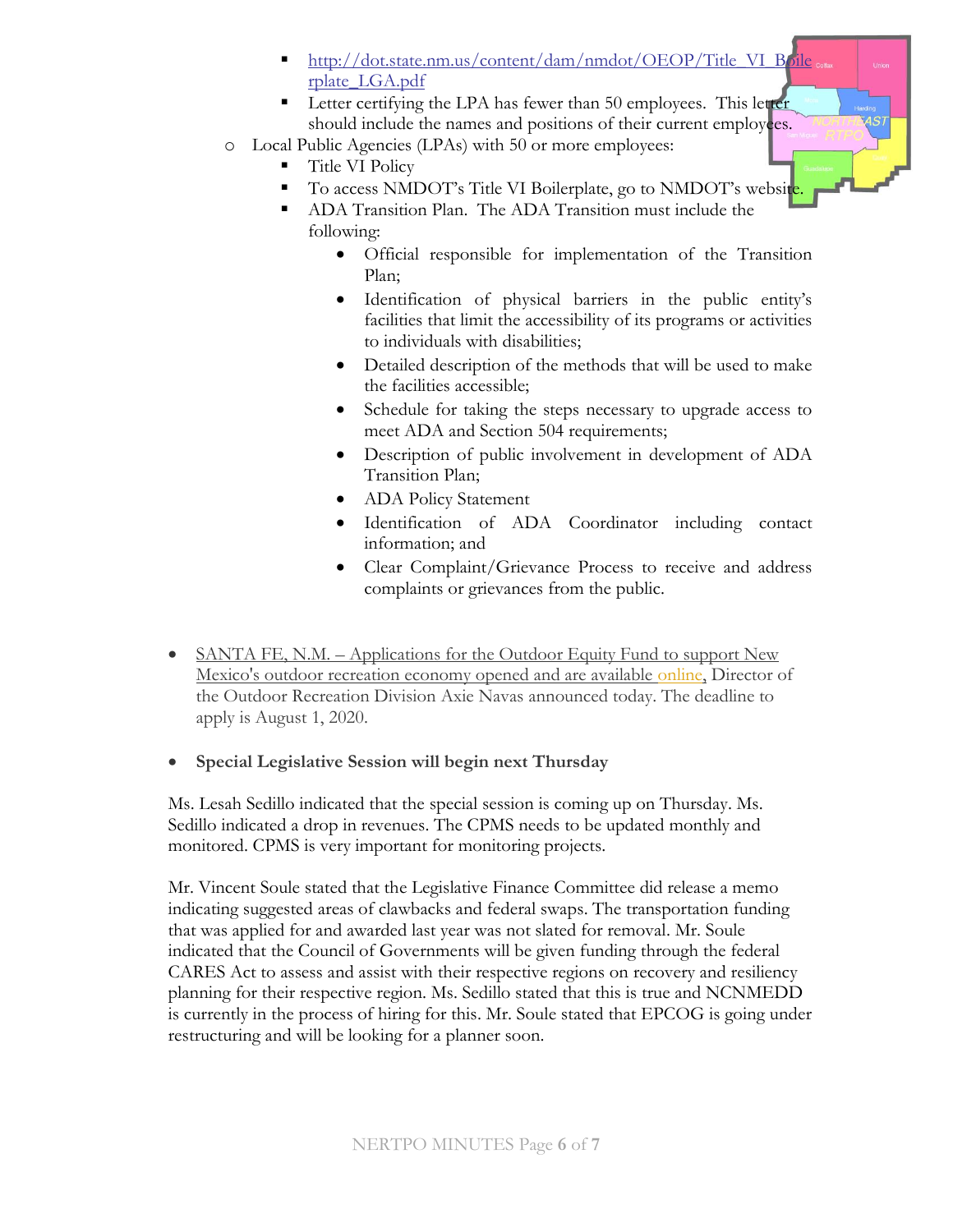- http://dot.state.nm.us/content/dam/nmdot/OEOP/Title_VI_Boilerplate_LGA.pdf
        - Letter certifying the LPA has fewer than 50 employees. This letter should include the names and positions of their current employees.
    - Local Public Agencies (LPAs) with 50 or more employees:
        - Title VI Policy
        - To access NMDOT's Title VI Boilerplate, go to NMDOT's website.
        - ADA Transition Plan. The ADA Transition must include the following:
            - Official responsible for implementation of the Transition Plan;
            - Identification of physical barriers in the public entity's facilities that limit the accessibility of its programs or activities to individuals with disabilities;
            - Detailed description of the methods that will be used to make the facilities accessible;
            - Schedule for taking the steps necessary to upgrade access to meet ADA and Section 504 requirements;
            - Description of public involvement in development of ADA Transition Plan;
            - ADA Policy Statement
            - Identification of ADA Coordinator including contact information; and
            - Clear Complaint/Grievance Process to receive and address complaints or grievances from the public.

- SANTA FE, N.M. – Applications for the Outdoor Equity Fund to support New Mexico's outdoor recreation economy opened and are available online, Director of the Outdoor Recreation Division Axie Navas announced today. The deadline to apply is August 1, 2020.

- **Special Legislative Session will begin next Thursday**

Ms. Lesah Sedillo indicated that the special session is coming up on Thursday. Ms. Sedillo indicated a drop in revenues. The CPMS needs to be updated monthly and monitored. CPMS is very important for monitoring projects.

Mr. Vincent Soule stated that the Legislative Finance Committee did release a memo indicating suggested areas of clawbacks and federal swaps. The transportation funding that was applied for and awarded last year was not slated for removal. Mr. Soule indicated that the Council of Governments will be given funding through the federal CARES Act to assess and assist with their respective regions on recovery and resiliency planning for their respective region. Ms. Sedillo stated that this is true and NCNMEDD is currently in the process of hiring for this. Mr. Soule stated that EPCOG is going under restructuring and will be looking for a planner soon.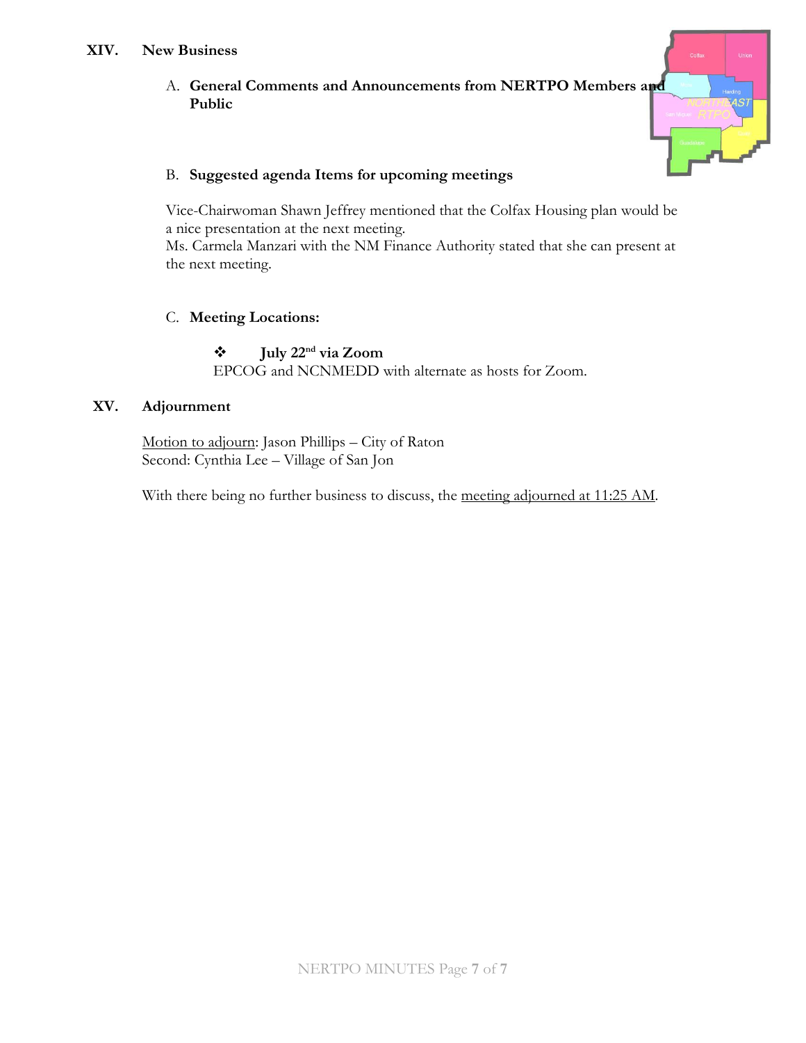## XIV. New Business

A. **General Comments and Announcements from NERTPO Members and Public**

B. **Suggested agenda Items for upcoming meetings**

Vice-Chairwoman Shawn Jeffrey mentioned that the Colfax Housing plan would be a nice presentation at the next meeting.
Ms. Carmela Manzari with the NM Finance Authority stated that she can present at the next meeting.

C. **Meeting Locations:**

❖ **July 22nd via Zoom**
EPCOG and NCNMEDD with alternate as hosts for Zoom.

## XV. Adjournment

Motion to adjourn: Jason Phillips – City of Raton
Second: Cynthia Lee – Village of San Jon

With there being no further business to discuss, the meeting adjourned at 11:25 AM.